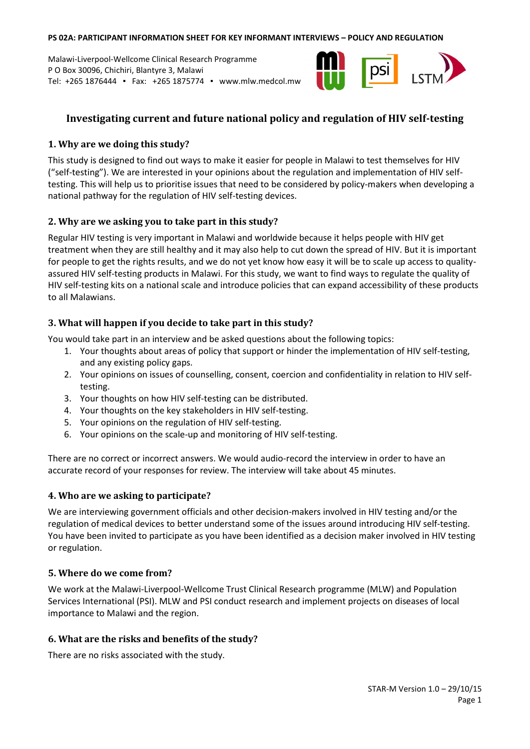**PS 02A: PARTICIPANT INFORMATION SHEET FOR KEY INFORMANT INTERVIEWS – POLICY AND REGULATION**

Malawi-Liverpool-Wellcome Clinical Research Programme
P O Box 30096, Chichiri, Blantyre 3, Malawi
Tel: +265 1876444 ▪ Fax: +265 1875774 ▪ www.mlw.medcol.mw

# Investigating current and future national policy and regulation of HIV self-testing

## 1. Why are we doing this study?

This study is designed to find out ways to make it easier for people in Malawi to test themselves for HIV ("self-testing"). We are interested in your opinions about the regulation and implementation of HIV self-testing. This will help us to prioritise issues that need to be considered by policy-makers when developing a national pathway for the regulation of HIV self-testing devices.

## 2. Why are we asking you to take part in this study?

Regular HIV testing is very important in Malawi and worldwide because it helps people with HIV get treatment when they are still healthy and it may also help to cut down the spread of HIV. But it is important for people to get the rights results, and we do not yet know how easy it will be to scale up access to quality-assured HIV self-testing products in Malawi. For this study, we want to find ways to regulate the quality of HIV self-testing kits on a national scale and introduce policies that can expand accessibility of these products to all Malawians.

## 3. What will happen if you decide to take part in this study?

You would take part in an interview and be asked questions about the following topics:

1. Your thoughts about areas of policy that support or hinder the implementation of HIV self-testing, and any existing policy gaps.
2. Your opinions on issues of counselling, consent, coercion and confidentiality in relation to HIV self-testing.
3. Your thoughts on how HIV self-testing can be distributed.
4. Your thoughts on the key stakeholders in HIV self-testing.
5. Your opinions on the regulation of HIV self-testing.
6. Your opinions on the scale-up and monitoring of HIV self-testing.

There are no correct or incorrect answers. We would audio-record the interview in order to have an accurate record of your responses for review. The interview will take about 45 minutes.

## 4. Who are we asking to participate?

We are interviewing government officials and other decision-makers involved in HIV testing and/or the regulation of medical devices to better understand some of the issues around introducing HIV self-testing. You have been invited to participate as you have been identified as a decision maker involved in HIV testing or regulation.

## 5. Where do we come from?

We work at the Malawi-Liverpool-Wellcome Trust Clinical Research programme (MLW) and Population Services International (PSI). MLW and PSI conduct research and implement projects on diseases of local importance to Malawi and the region.

## 6. What are the risks and benefits of the study?

There are no risks associated with the study.

STAR-M Version 1.0 – 29/10/15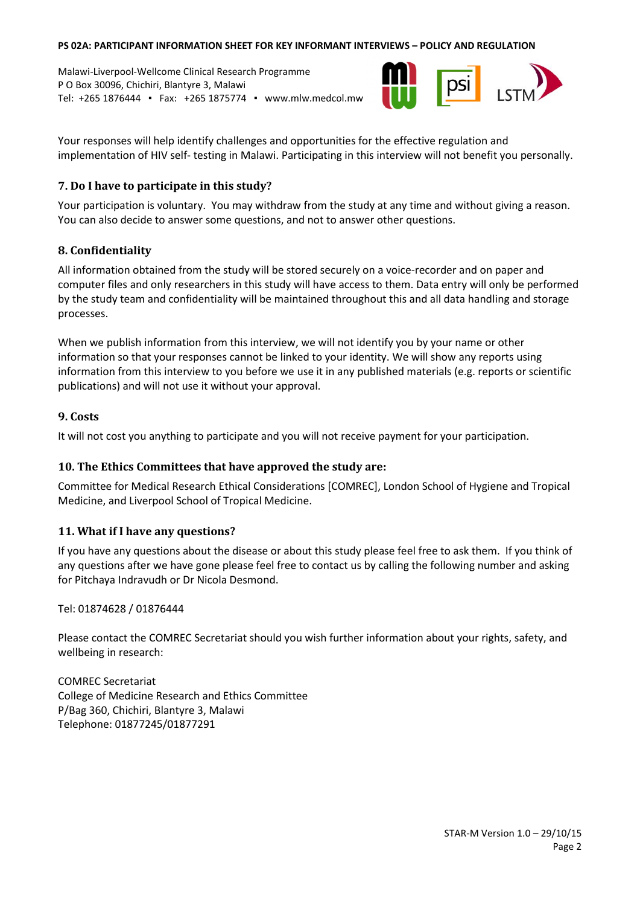Your responses will help identify challenges and opportunities for the effective regulation and implementation of HIV self- testing in Malawi. Participating in this interview will not benefit you personally.

## 7. Do I have to participate in this study?

Your participation is voluntary. You may withdraw from the study at any time and without giving a reason. You can also decide to answer some questions, and not to answer other questions.

## 8. Confidentiality

All information obtained from the study will be stored securely on a voice-recorder and on paper and computer files and only researchers in this study will have access to them. Data entry will only be performed by the study team and confidentiality will be maintained throughout this and all data handling and storage processes.

When we publish information from this interview, we will not identify you by your name or other information so that your responses cannot be linked to your identity. We will show any reports using information from this interview to you before we use it in any published materials (e.g. reports or scientific publications) and will not use it without your approval.

## 9. Costs

It will not cost you anything to participate and you will not receive payment for your participation.

## 10. The Ethics Committees that have approved the study are:

Committee for Medical Research Ethical Considerations [COMREC], London School of Hygiene and Tropical Medicine, and Liverpool School of Tropical Medicine.

## 11. What if I have any questions?

If you have any questions about the disease or about this study please feel free to ask them. If you think of any questions after we have gone please feel free to contact us by calling the following number and asking for Pitchaya Indravudh or Dr Nicola Desmond.

Tel: 01874628 / 01876444

Please contact the COMREC Secretariat should you wish further information about your rights, safety, and wellbeing in research:

COMREC Secretariat
College of Medicine Research and Ethics Committee
P/Bag 360, Chichiri, Blantyre 3, Malawi
Telephone: 01877245/01877291